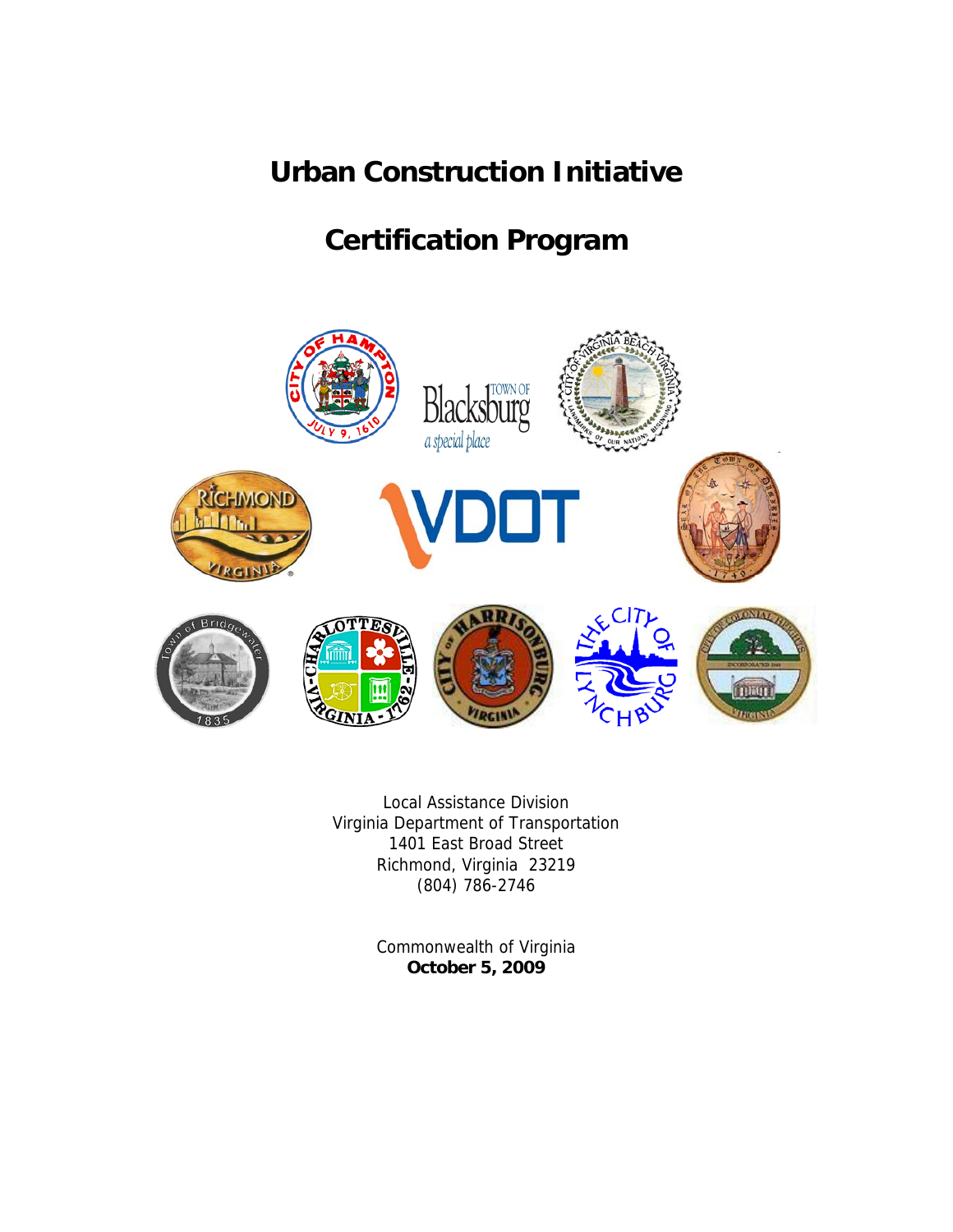# Urban Construction Initiative

# Certification Program

Local Assistance Division
Virginia Department of Transportation
1401 East Broad Street
Richmond, Virginia 23219
(804) 786-2746

Commonwealth of Virginia
**October 5, 2009**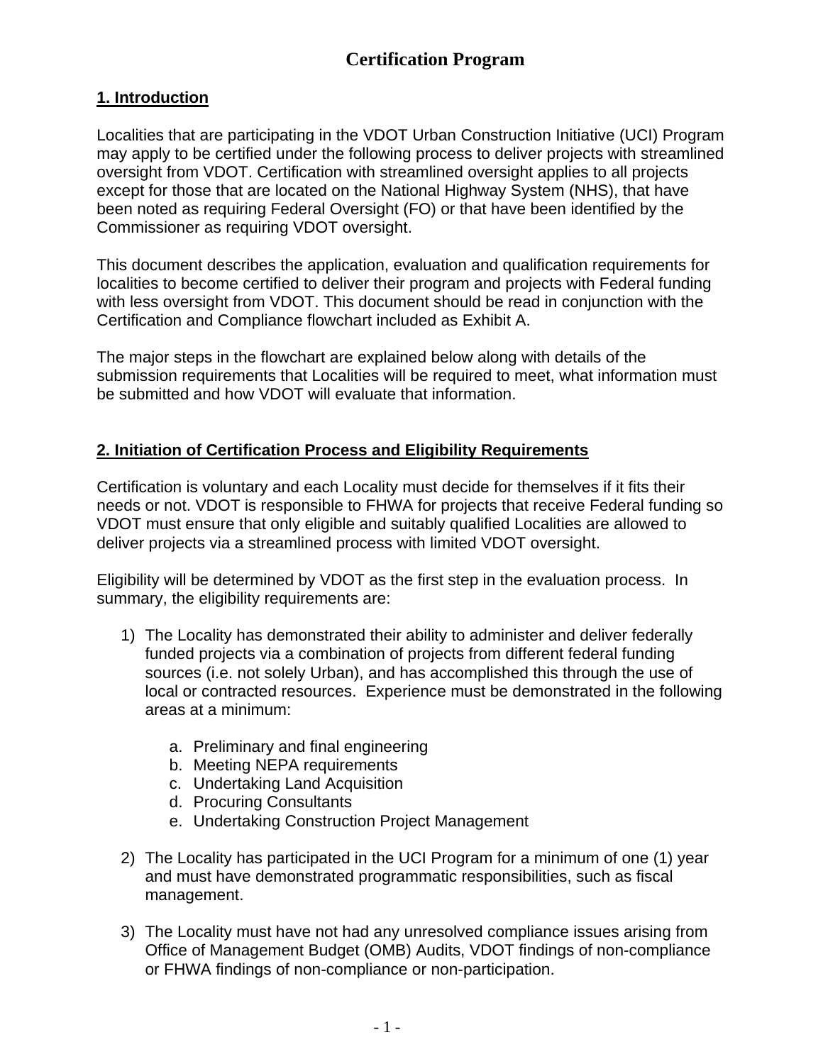# Certification Program

## 1. Introduction

Localities that are participating in the VDOT Urban Construction Initiative (UCI) Program may apply to be certified under the following process to deliver projects with streamlined oversight from VDOT. Certification with streamlined oversight applies to all projects except for those that are located on the National Highway System (NHS), that have been noted as requiring Federal Oversight (FO) or that have been identified by the Commissioner as requiring VDOT oversight.

This document describes the application, evaluation and qualification requirements for localities to become certified to deliver their program and projects with Federal funding with less oversight from VDOT. This document should be read in conjunction with the Certification and Compliance flowchart included as Exhibit A.

The major steps in the flowchart are explained below along with details of the submission requirements that Localities will be required to meet, what information must be submitted and how VDOT will evaluate that information.

## 2. Initiation of Certification Process and Eligibility Requirements

Certification is voluntary and each Locality must decide for themselves if it fits their needs or not. VDOT is responsible to FHWA for projects that receive Federal funding so VDOT must ensure that only eligible and suitably qualified Localities are allowed to deliver projects via a streamlined process with limited VDOT oversight.

Eligibility will be determined by VDOT as the first step in the evaluation process. In summary, the eligibility requirements are:

1) The Locality has demonstrated their ability to administer and deliver federally funded projects via a combination of projects from different federal funding sources (i.e. not solely Urban), and has accomplished this through the use of local or contracted resources. Experience must be demonstrated in the following areas at a minimum:

    a. Preliminary and final engineering
    b. Meeting NEPA requirements
    c. Undertaking Land Acquisition
    d. Procuring Consultants
    e. Undertaking Construction Project Management

2) The Locality has participated in the UCI Program for a minimum of one (1) year and must have demonstrated programmatic responsibilities, such as fiscal management.

3) The Locality must have not had any unresolved compliance issues arising from Office of Management Budget (OMB) Audits, VDOT findings of non-compliance or FHWA findings of non-compliance or non-participation.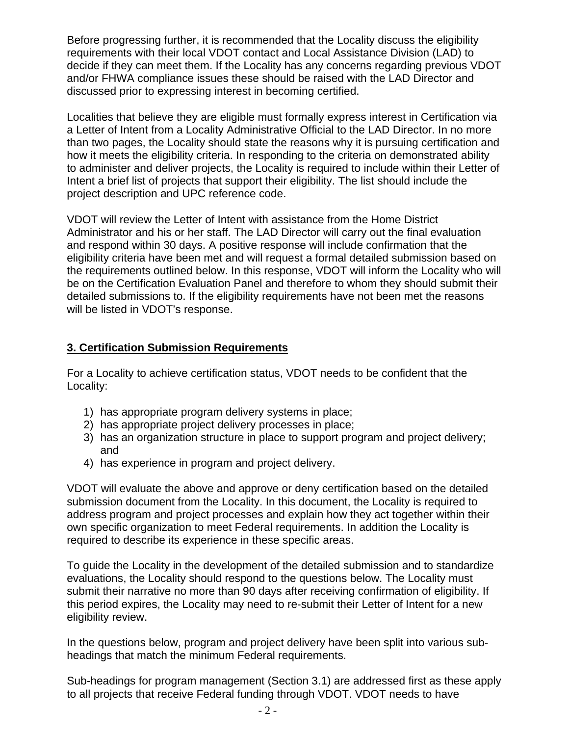Before progressing further, it is recommended that the Locality discuss the eligibility requirements with their local VDOT contact and Local Assistance Division (LAD) to decide if they can meet them. If the Locality has any concerns regarding previous VDOT and/or FHWA compliance issues these should be raised with the LAD Director and discussed prior to expressing interest in becoming certified.

Localities that believe they are eligible must formally express interest in Certification via a Letter of Intent from a Locality Administrative Official to the LAD Director. In no more than two pages, the Locality should state the reasons why it is pursuing certification and how it meets the eligibility criteria. In responding to the criteria on demonstrated ability to administer and deliver projects, the Locality is required to include within their Letter of Intent a brief list of projects that support their eligibility. The list should include the project description and UPC reference code.

VDOT will review the Letter of Intent with assistance from the Home District Administrator and his or her staff. The LAD Director will carry out the final evaluation and respond within 30 days. A positive response will include confirmation that the eligibility criteria have been met and will request a formal detailed submission based on the requirements outlined below. In this response, VDOT will inform the Locality who will be on the Certification Evaluation Panel and therefore to whom they should submit their detailed submissions to. If the eligibility requirements have not been met the reasons will be listed in VDOT's response.

## 3. Certification Submission Requirements

For a Locality to achieve certification status, VDOT needs to be confident that the Locality:

1) has appropriate program delivery systems in place;
2) has appropriate project delivery processes in place;
3) has an organization structure in place to support program and project delivery; and
4) has experience in program and project delivery.

VDOT will evaluate the above and approve or deny certification based on the detailed submission document from the Locality. In this document, the Locality is required to address program and project processes and explain how they act together within their own specific organization to meet Federal requirements. In addition the Locality is required to describe its experience in these specific areas.

To guide the Locality in the development of the detailed submission and to standardize evaluations, the Locality should respond to the questions below. The Locality must submit their narrative no more than 90 days after receiving confirmation of eligibility. If this period expires, the Locality may need to re-submit their Letter of Intent for a new eligibility review.

In the questions below, program and project delivery have been split into various sub-headings that match the minimum Federal requirements.

Sub-headings for program management (Section 3.1) are addressed first as these apply to all projects that receive Federal funding through VDOT. VDOT needs to have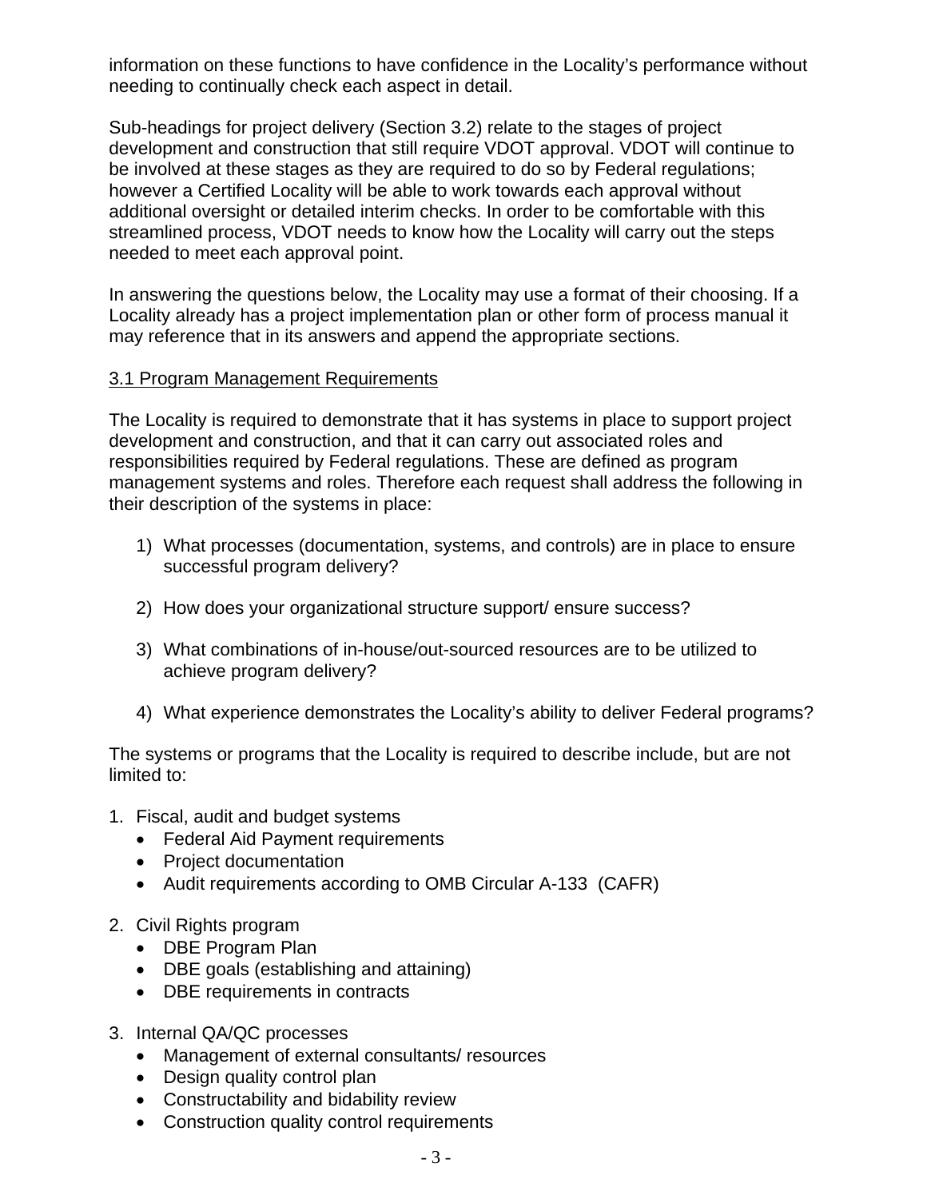information on these functions to have confidence in the Locality's performance without needing to continually check each aspect in detail.

Sub-headings for project delivery (Section 3.2) relate to the stages of project development and construction that still require VDOT approval. VDOT will continue to be involved at these stages as they are required to do so by Federal regulations; however a Certified Locality will be able to work towards each approval without additional oversight or detailed interim checks. In order to be comfortable with this streamlined process, VDOT needs to know how the Locality will carry out the steps needed to meet each approval point.

In answering the questions below, the Locality may use a format of their choosing. If a Locality already has a project implementation plan or other form of process manual it may reference that in its answers and append the appropriate sections.

## 3.1 Program Management Requirements

The Locality is required to demonstrate that it has systems in place to support project development and construction, and that it can carry out associated roles and responsibilities required by Federal regulations. These are defined as program management systems and roles. Therefore each request shall address the following in their description of the systems in place:

1) What processes (documentation, systems, and controls) are in place to ensure successful program delivery?

2) How does your organizational structure support/ ensure success?

3) What combinations of in-house/out-sourced resources are to be utilized to achieve program delivery?

4) What experience demonstrates the Locality's ability to deliver Federal programs?

The systems or programs that the Locality is required to describe include, but are not limited to:

1. Fiscal, audit and budget systems
   - Federal Aid Payment requirements
   - Project documentation
   - Audit requirements according to OMB Circular A-133 (CAFR)

2. Civil Rights program
   - DBE Program Plan
   - DBE goals (establishing and attaining)
   - DBE requirements in contracts

3. Internal QA/QC processes
   - Management of external consultants/ resources
   - Design quality control plan
   - Constructability and bidability review
   - Construction quality control requirements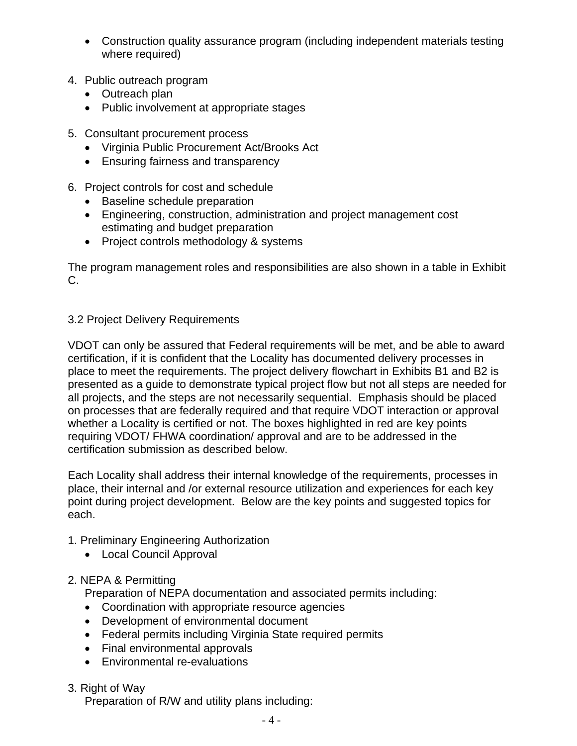- Construction quality assurance program (including independent materials testing where required)

4. Public outreach program
   - Outreach plan
   - Public involvement at appropriate stages

5. Consultant procurement process
   - Virginia Public Procurement Act/Brooks Act
   - Ensuring fairness and transparency

6. Project controls for cost and schedule
   - Baseline schedule preparation
   - Engineering, construction, administration and project management cost estimating and budget preparation
   - Project controls methodology & systems

The program management roles and responsibilities are also shown in a table in Exhibit C.

<u>3.2 Project Delivery Requirements</u>

VDOT can only be assured that Federal requirements will be met, and be able to award certification, if it is confident that the Locality has documented delivery processes in place to meet the requirements. The project delivery flowchart in Exhibits B1 and B2 is presented as a guide to demonstrate typical project flow but not all steps are needed for all projects, and the steps are not necessarily sequential. Emphasis should be placed on processes that are federally required and that require VDOT interaction or approval whether a Locality is certified or not. The boxes highlighted in red are key points requiring VDOT/ FHWA coordination/ approval and are to be addressed in the certification submission as described below.

Each Locality shall address their internal knowledge of the requirements, processes in place, their internal and /or external resource utilization and experiences for each key point during project development. Below are the key points and suggested topics for each.

1. Preliminary Engineering Authorization
   - Local Council Approval

2. NEPA & Permitting

   Preparation of NEPA documentation and associated permits including:
   - Coordination with appropriate resource agencies
   - Development of environmental document
   - Federal permits including Virginia State required permits
   - Final environmental approvals
   - Environmental re-evaluations

3. Right of Way

   Preparation of R/W and utility plans including: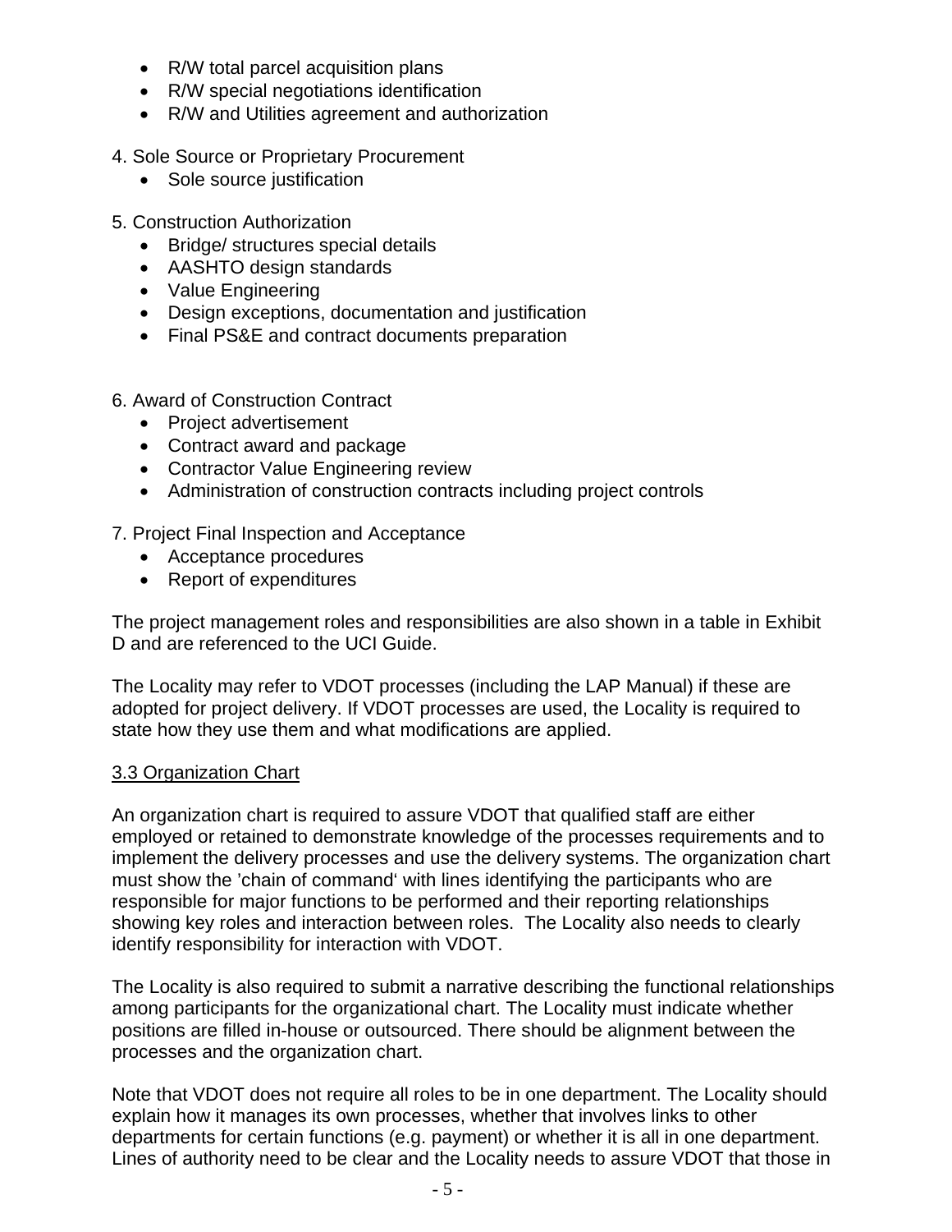- R/W total parcel acquisition plans
- R/W special negotiations identification
- R/W and Utilities agreement and authorization

4. Sole Source or Proprietary Procurement
    - Sole source justification

5. Construction Authorization
    - Bridge/ structures special details
    - AASHTO design standards
    - Value Engineering
    - Design exceptions, documentation and justification
    - Final PS&E and contract documents preparation

6. Award of Construction Contract
    - Project advertisement
    - Contract award and package
    - Contractor Value Engineering review
    - Administration of construction contracts including project controls

7. Project Final Inspection and Acceptance
    - Acceptance procedures
    - Report of expenditures

The project management roles and responsibilities are also shown in a table in Exhibit D and are referenced to the UCI Guide.

The Locality may refer to VDOT processes (including the LAP Manual) if these are adopted for project delivery. If VDOT processes are used, the Locality is required to state how they use them and what modifications are applied.

### 3.3 Organization Chart

An organization chart is required to assure VDOT that qualified staff are either employed or retained to demonstrate knowledge of the processes requirements and to implement the delivery processes and use the delivery systems. The organization chart must show the 'chain of command' with lines identifying the participants who are responsible for major functions to be performed and their reporting relationships showing key roles and interaction between roles. The Locality also needs to clearly identify responsibility for interaction with VDOT.

The Locality is also required to submit a narrative describing the functional relationships among participants for the organizational chart. The Locality must indicate whether positions are filled in-house or outsourced. There should be alignment between the processes and the organization chart.

Note that VDOT does not require all roles to be in one department. The Locality should explain how it manages its own processes, whether that involves links to other departments for certain functions (e.g. payment) or whether it is all in one department. Lines of authority need to be clear and the Locality needs to assure VDOT that those in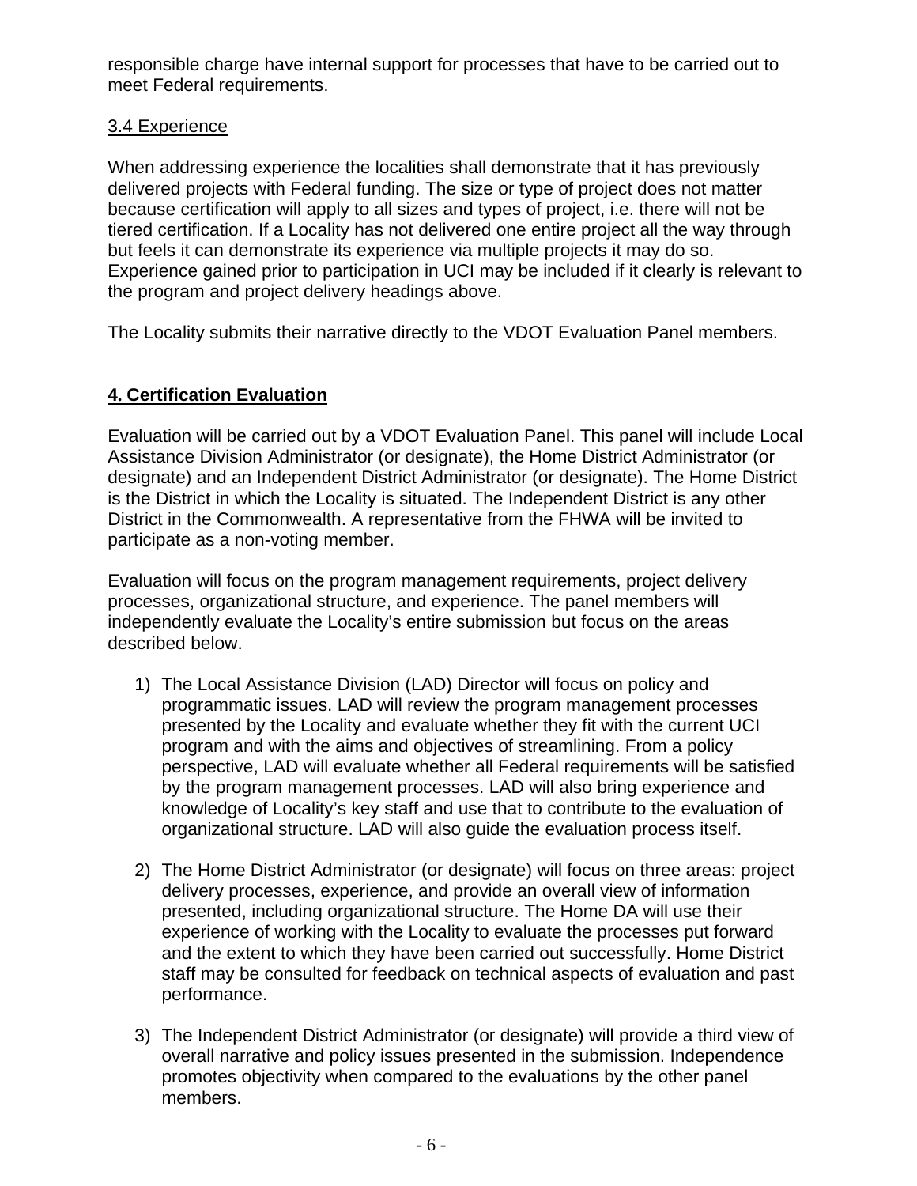responsible charge have internal support for processes that have to be carried out to meet Federal requirements.

3.4 Experience

When addressing experience the localities shall demonstrate that it has previously delivered projects with Federal funding. The size or type of project does not matter because certification will apply to all sizes and types of project, i.e. there will not be tiered certification. If a Locality has not delivered one entire project all the way through but feels it can demonstrate its experience via multiple projects it may do so. Experience gained prior to participation in UCI may be included if it clearly is relevant to the program and project delivery headings above.

The Locality submits their narrative directly to the VDOT Evaluation Panel members.

## 4. Certification Evaluation

Evaluation will be carried out by a VDOT Evaluation Panel. This panel will include Local Assistance Division Administrator (or designate), the Home District Administrator (or designate) and an Independent District Administrator (or designate). The Home District is the District in which the Locality is situated. The Independent District is any other District in the Commonwealth. A representative from the FHWA will be invited to participate as a non-voting member.

Evaluation will focus on the program management requirements, project delivery processes, organizational structure, and experience. The panel members will independently evaluate the Locality's entire submission but focus on the areas described below.

1) The Local Assistance Division (LAD) Director will focus on policy and programmatic issues. LAD will review the program management processes presented by the Locality and evaluate whether they fit with the current UCI program and with the aims and objectives of streamlining. From a policy perspective, LAD will evaluate whether all Federal requirements will be satisfied by the program management processes. LAD will also bring experience and knowledge of Locality's key staff and use that to contribute to the evaluation of organizational structure. LAD will also guide the evaluation process itself.

2) The Home District Administrator (or designate) will focus on three areas: project delivery processes, experience, and provide an overall view of information presented, including organizational structure. The Home DA will use their experience of working with the Locality to evaluate the processes put forward and the extent to which they have been carried out successfully. Home District staff may be consulted for feedback on technical aspects of evaluation and past performance.

3) The Independent District Administrator (or designate) will provide a third view of overall narrative and policy issues presented in the submission. Independence promotes objectivity when compared to the evaluations by the other panel members.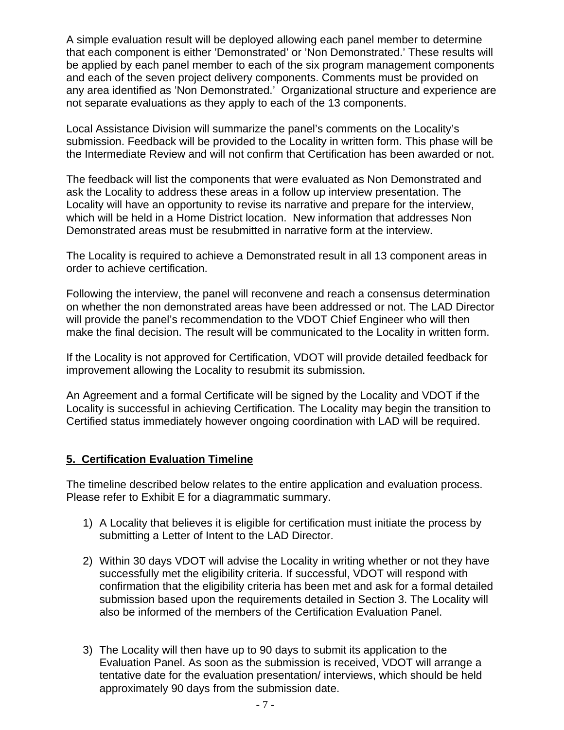A simple evaluation result will be deployed allowing each panel member to determine that each component is either 'Demonstrated' or 'Non Demonstrated.' These results will be applied by each panel member to each of the six program management components and each of the seven project delivery components. Comments must be provided on any area identified as 'Non Demonstrated.' Organizational structure and experience are not separate evaluations as they apply to each of the 13 components.

Local Assistance Division will summarize the panel's comments on the Locality's submission. Feedback will be provided to the Locality in written form. This phase will be the Intermediate Review and will not confirm that Certification has been awarded or not.

The feedback will list the components that were evaluated as Non Demonstrated and ask the Locality to address these areas in a follow up interview presentation. The Locality will have an opportunity to revise its narrative and prepare for the interview, which will be held in a Home District location. New information that addresses Non Demonstrated areas must be resubmitted in narrative form at the interview.

The Locality is required to achieve a Demonstrated result in all 13 component areas in order to achieve certification.

Following the interview, the panel will reconvene and reach a consensus determination on whether the non demonstrated areas have been addressed or not. The LAD Director will provide the panel's recommendation to the VDOT Chief Engineer who will then make the final decision. The result will be communicated to the Locality in written form.

If the Locality is not approved for Certification, VDOT will provide detailed feedback for improvement allowing the Locality to resubmit its submission.

An Agreement and a formal Certificate will be signed by the Locality and VDOT if the Locality is successful in achieving Certification. The Locality may begin the transition to Certified status immediately however ongoing coordination with LAD will be required.

## 5. Certification Evaluation Timeline

The timeline described below relates to the entire application and evaluation process. Please refer to Exhibit E for a diagrammatic summary.

1) A Locality that believes it is eligible for certification must initiate the process by submitting a Letter of Intent to the LAD Director.

2) Within 30 days VDOT will advise the Locality in writing whether or not they have successfully met the eligibility criteria. If successful, VDOT will respond with confirmation that the eligibility criteria has been met and ask for a formal detailed submission based upon the requirements detailed in Section 3. The Locality will also be informed of the members of the Certification Evaluation Panel.

3) The Locality will then have up to 90 days to submit its application to the Evaluation Panel. As soon as the submission is received, VDOT will arrange a tentative date for the evaluation presentation/ interviews, which should be held approximately 90 days from the submission date.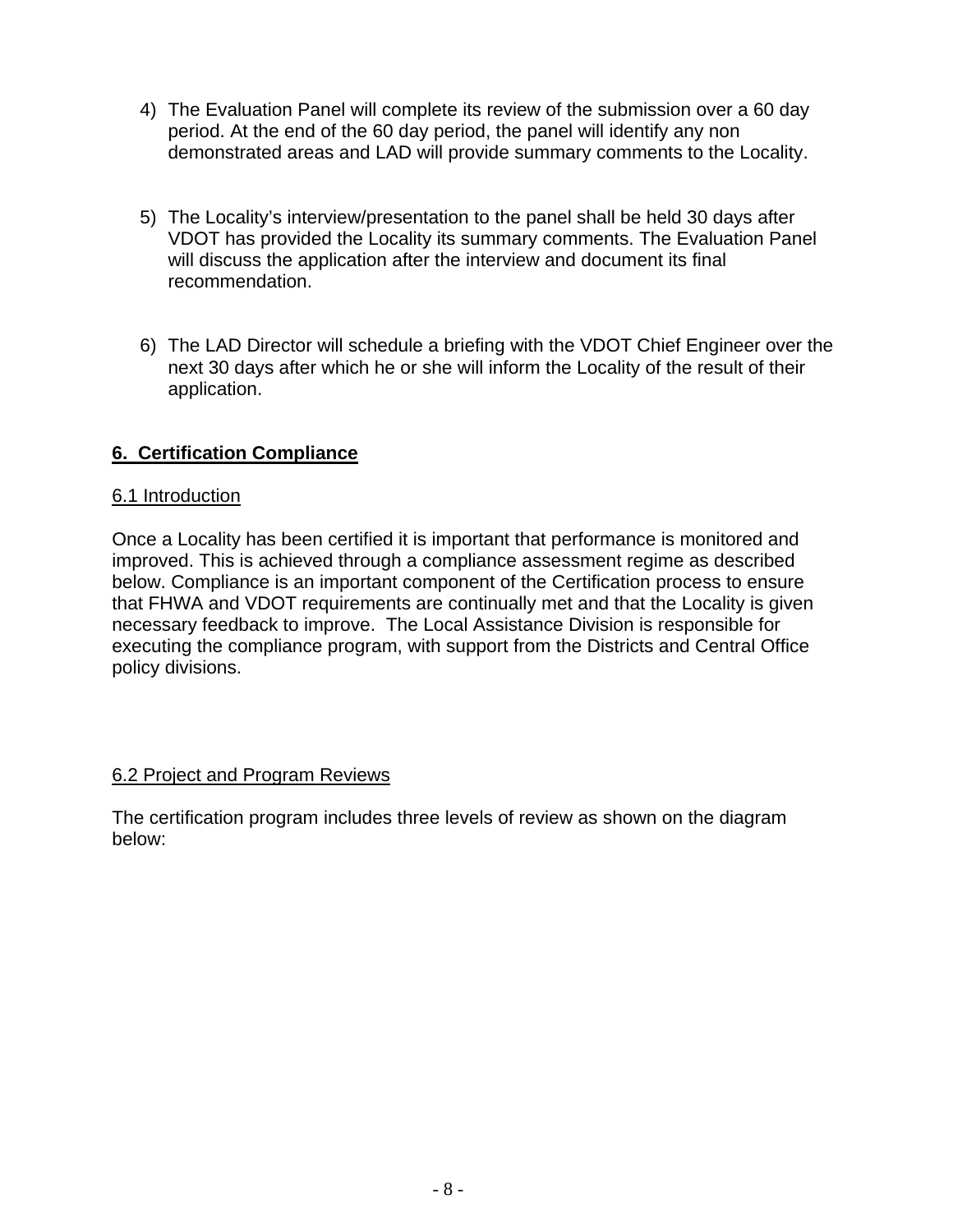4) The Evaluation Panel will complete its review of the submission over a 60 day period. At the end of the 60 day period, the panel will identify any non demonstrated areas and LAD will provide summary comments to the Locality.

5) The Locality's interview/presentation to the panel shall be held 30 days after VDOT has provided the Locality its summary comments. The Evaluation Panel will discuss the application after the interview and document its final recommendation.

6) The LAD Director will schedule a briefing with the VDOT Chief Engineer over the next 30 days after which he or she will inform the Locality of the result of their application.

## 6. Certification Compliance

### 6.1 Introduction

Once a Locality has been certified it is important that performance is monitored and improved. This is achieved through a compliance assessment regime as described below. Compliance is an important component of the Certification process to ensure that FHWA and VDOT requirements are continually met and that the Locality is given necessary feedback to improve. The Local Assistance Division is responsible for executing the compliance program, with support from the Districts and Central Office policy divisions.

### 6.2 Project and Program Reviews

The certification program includes three levels of review as shown on the diagram below: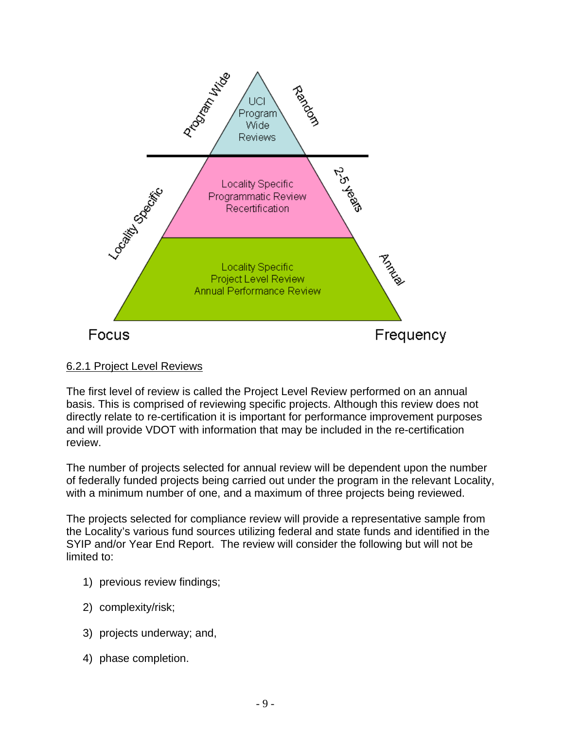UCI Program Wide Reviews — Program Wide — Random

Locality Specific Programmatic Review Recertification — 2-5 years

Locality Specific Project Level Review Annual Performance Review — Locality Specific — Annual

Focus | Frequency

6.2.1 Project Level Reviews

The first level of review is called the Project Level Review performed on an annual basis. This is comprised of reviewing specific projects. Although this review does not directly relate to re-certification it is important for performance improvement purposes and will provide VDOT with information that may be included in the re-certification review.

The number of projects selected for annual review will be dependent upon the number of federally funded projects being carried out under the program in the relevant Locality, with a minimum number of one, and a maximum of three projects being reviewed.

The projects selected for compliance review will provide a representative sample from the Locality's various fund sources utilizing federal and state funds and identified in the SYIP and/or Year End Report. The review will consider the following but will not be limited to:

1) previous review findings;
2) complexity/risk;
3) projects underway; and,
4) phase completion.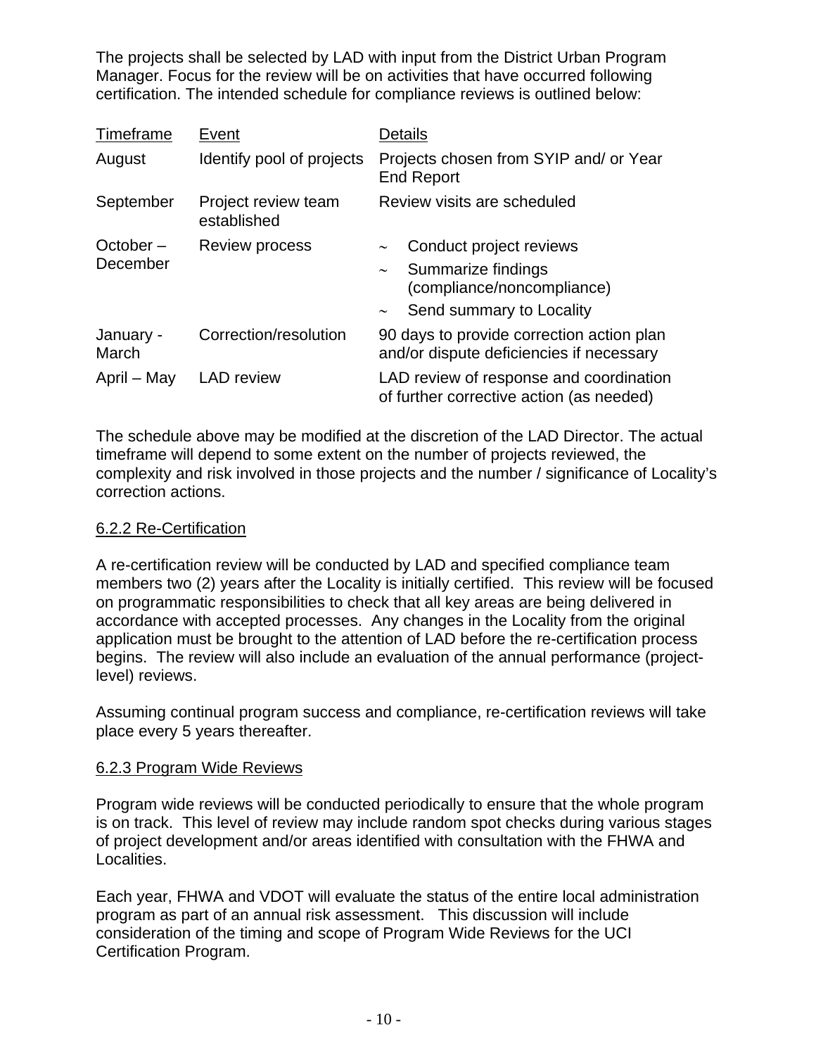The projects shall be selected by LAD with input from the District Urban Program Manager. Focus for the review will be on activities that have occurred following certification. The intended schedule for compliance reviews is outlined below:

| Timeframe | Event | Details |
|---|---|---|
| August | Identify pool of projects | Projects chosen from SYIP and/ or Year End Report |
| September | Project review team established | Review visits are scheduled |
| October – December | Review process | ~ Conduct project reviews<br>~ Summarize findings (compliance/noncompliance)<br>~ Send summary to Locality |
| January - March | Correction/resolution | 90 days to provide correction action plan and/or dispute deficiencies if necessary |
| April – May | LAD review | LAD review of response and coordination of further corrective action (as needed) |

The schedule above may be modified at the discretion of the LAD Director. The actual timeframe will depend to some extent on the number of projects reviewed, the complexity and risk involved in those projects and the number / significance of Locality's correction actions.

### 6.2.2 Re-Certification

A re-certification review will be conducted by LAD and specified compliance team members two (2) years after the Locality is initially certified. This review will be focused on programmatic responsibilities to check that all key areas are being delivered in accordance with accepted processes. Any changes in the Locality from the original application must be brought to the attention of LAD before the re-certification process begins. The review will also include an evaluation of the annual performance (project-level) reviews.

Assuming continual program success and compliance, re-certification reviews will take place every 5 years thereafter.

### 6.2.3 Program Wide Reviews

Program wide reviews will be conducted periodically to ensure that the whole program is on track. This level of review may include random spot checks during various stages of project development and/or areas identified with consultation with the FHWA and Localities.

Each year, FHWA and VDOT will evaluate the status of the entire local administration program as part of an annual risk assessment. This discussion will include consideration of the timing and scope of Program Wide Reviews for the UCI Certification Program.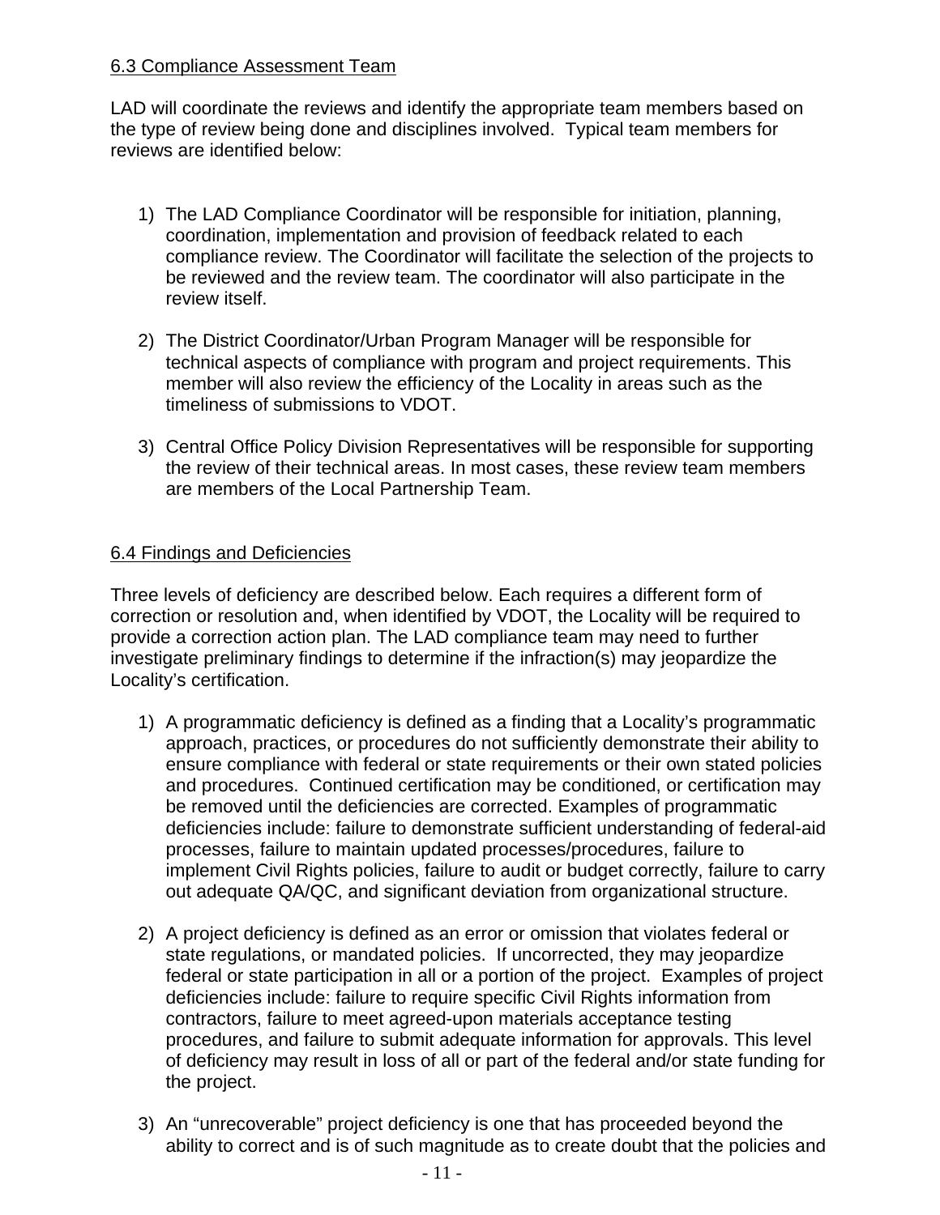## 6.3 Compliance Assessment Team

LAD will coordinate the reviews and identify the appropriate team members based on the type of review being done and disciplines involved. Typical team members for reviews are identified below:

1) The LAD Compliance Coordinator will be responsible for initiation, planning, coordination, implementation and provision of feedback related to each compliance review. The Coordinator will facilitate the selection of the projects to be reviewed and the review team. The coordinator will also participate in the review itself.

2) The District Coordinator/Urban Program Manager will be responsible for technical aspects of compliance with program and project requirements. This member will also review the efficiency of the Locality in areas such as the timeliness of submissions to VDOT.

3) Central Office Policy Division Representatives will be responsible for supporting the review of their technical areas. In most cases, these review team members are members of the Local Partnership Team.

## 6.4 Findings and Deficiencies

Three levels of deficiency are described below. Each requires a different form of correction or resolution and, when identified by VDOT, the Locality will be required to provide a correction action plan. The LAD compliance team may need to further investigate preliminary findings to determine if the infraction(s) may jeopardize the Locality's certification.

1) A programmatic deficiency is defined as a finding that a Locality's programmatic approach, practices, or procedures do not sufficiently demonstrate their ability to ensure compliance with federal or state requirements or their own stated policies and procedures. Continued certification may be conditioned, or certification may be removed until the deficiencies are corrected. Examples of programmatic deficiencies include: failure to demonstrate sufficient understanding of federal-aid processes, failure to maintain updated processes/procedures, failure to implement Civil Rights policies, failure to audit or budget correctly, failure to carry out adequate QA/QC, and significant deviation from organizational structure.

2) A project deficiency is defined as an error or omission that violates federal or state regulations, or mandated policies. If uncorrected, they may jeopardize federal or state participation in all or a portion of the project. Examples of project deficiencies include: failure to require specific Civil Rights information from contractors, failure to meet agreed-upon materials acceptance testing procedures, and failure to submit adequate information for approvals. This level of deficiency may result in loss of all or part of the federal and/or state funding for the project.

3) An "unrecoverable" project deficiency is one that has proceeded beyond the ability to correct and is of such magnitude as to create doubt that the policies and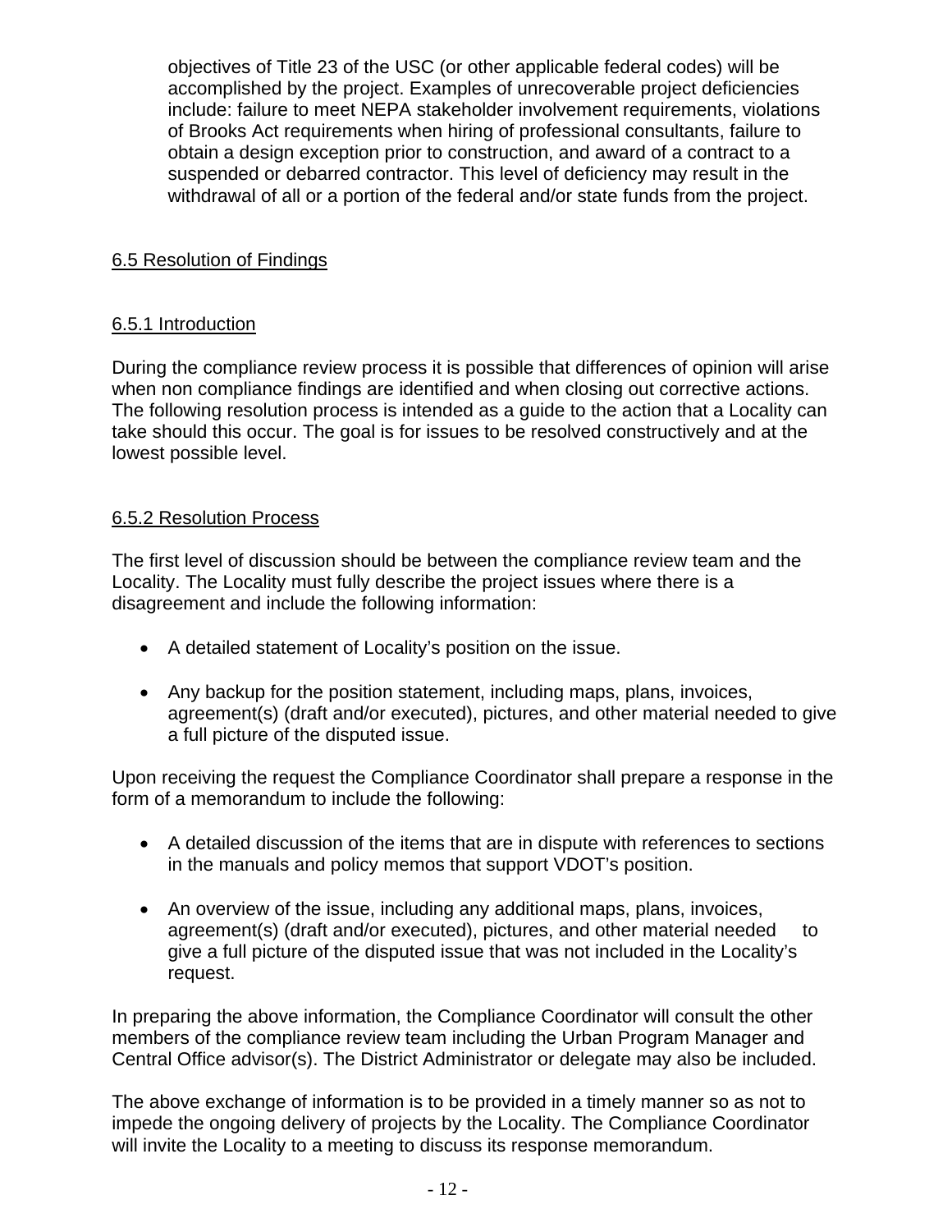objectives of Title 23 of the USC (or other applicable federal codes) will be accomplished by the project. Examples of unrecoverable project deficiencies include: failure to meet NEPA stakeholder involvement requirements, violations of Brooks Act requirements when hiring of professional consultants, failure to obtain a design exception prior to construction, and award of a contract to a suspended or debarred contractor. This level of deficiency may result in the withdrawal of all or a portion of the federal and/or state funds from the project.

## 6.5 Resolution of Findings

### 6.5.1 Introduction

During the compliance review process it is possible that differences of opinion will arise when non compliance findings are identified and when closing out corrective actions. The following resolution process is intended as a guide to the action that a Locality can take should this occur. The goal is for issues to be resolved constructively and at the lowest possible level.

### 6.5.2 Resolution Process

The first level of discussion should be between the compliance review team and the Locality. The Locality must fully describe the project issues where there is a disagreement and include the following information:

- A detailed statement of Locality's position on the issue.
- Any backup for the position statement, including maps, plans, invoices, agreement(s) (draft and/or executed), pictures, and other material needed to give a full picture of the disputed issue.

Upon receiving the request the Compliance Coordinator shall prepare a response in the form of a memorandum to include the following:

- A detailed discussion of the items that are in dispute with references to sections in the manuals and policy memos that support VDOT's position.
- An overview of the issue, including any additional maps, plans, invoices, agreement(s) (draft and/or executed), pictures, and other material needed to give a full picture of the disputed issue that was not included in the Locality's request.

In preparing the above information, the Compliance Coordinator will consult the other members of the compliance review team including the Urban Program Manager and Central Office advisor(s). The District Administrator or delegate may also be included.

The above exchange of information is to be provided in a timely manner so as not to impede the ongoing delivery of projects by the Locality. The Compliance Coordinator will invite the Locality to a meeting to discuss its response memorandum.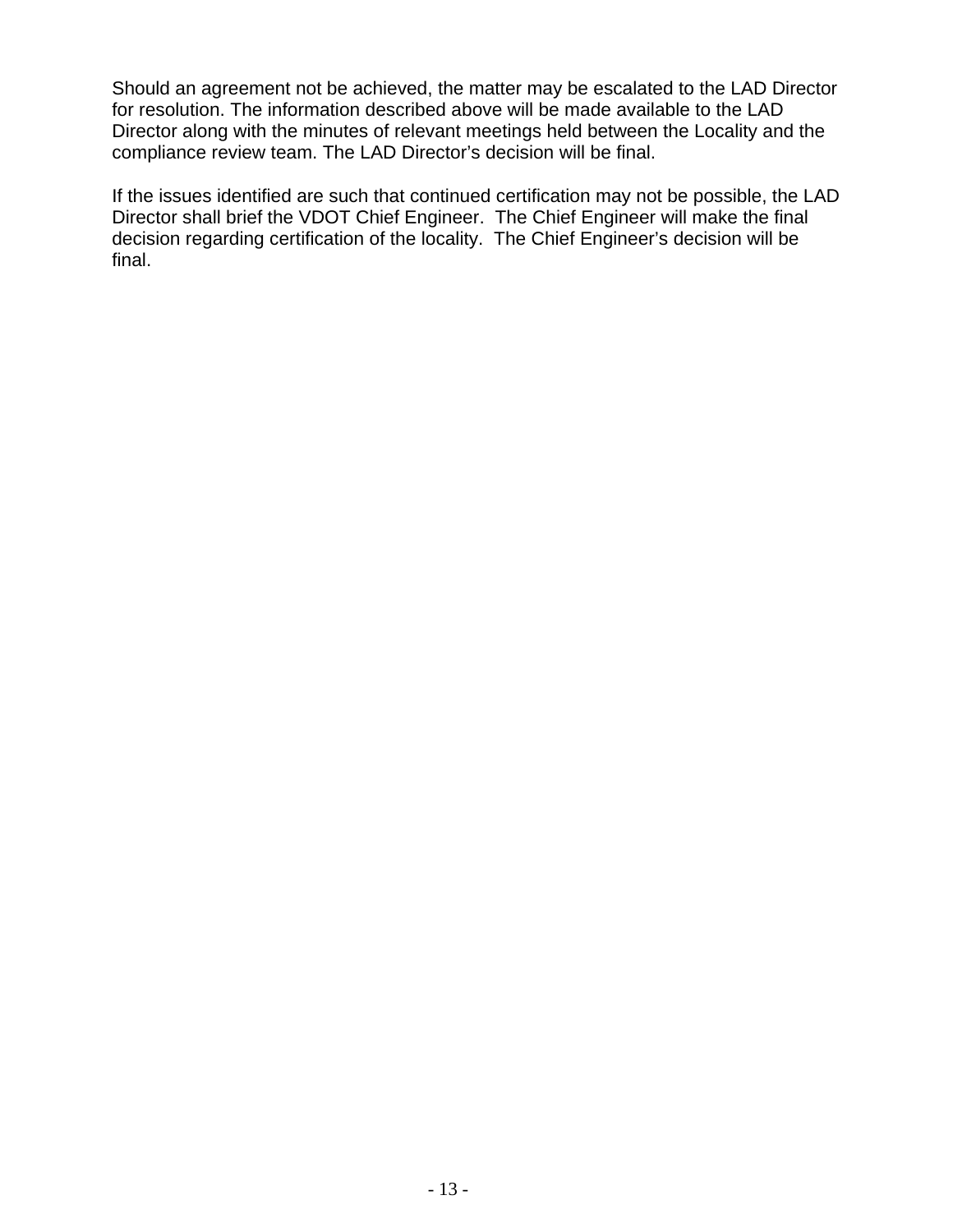Should an agreement not be achieved, the matter may be escalated to the LAD Director for resolution. The information described above will be made available to the LAD Director along with the minutes of relevant meetings held between the Locality and the compliance review team. The LAD Director's decision will be final.

If the issues identified are such that continued certification may not be possible, the LAD Director shall brief the VDOT Chief Engineer. The Chief Engineer will make the final decision regarding certification of the locality. The Chief Engineer's decision will be final.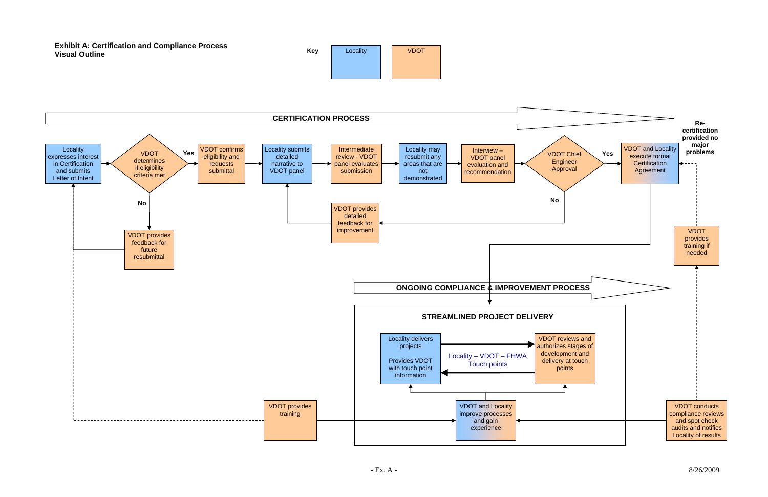**Exhibit A: Certification and Compliance Process Visual Outline**

Key: Locality | VDOT

## CERTIFICATION PROCESS

- Locality expresses interest in Certification and submits Letter of Intent
- VDOT determines if eligibility criteria met
  - No → VDOT provides feedback for future resubmittal → (back to Locality expresses interest)
  - Yes → VDOT confirms eligibility and requests submittal
- Locality submits detailed narrative to VDOT panel
- Intermediate review - VDOT panel evaluates submission
- Locality may resubmit any areas that are not demonstrated
- Interview – VDOT panel evaluation and recommendation
- VDOT Chief Engineer Approval
  - No → VDOT provides detailed feedback for improvement → (back to Locality submits detailed narrative)
  - Yes → VDOT and Locality execute formal Certification Agreement

Re-certification provided no major problems

## ONGOING COMPLIANCE & IMPROVEMENT PROCESS

### STREAMLINED PROJECT DELIVERY

- Locality delivers projects
  Provides VDOT with touch point information
- Locality – VDOT – FHWA Touch points
- VDOT reviews and authorizes stages of development and delivery at touch points
- VDOT and Locality improve processes and gain experience

- VDOT provides training
- VDOT conducts compliance reviews and spot check audits and notifies Locality of results
- VDOT provides training if needed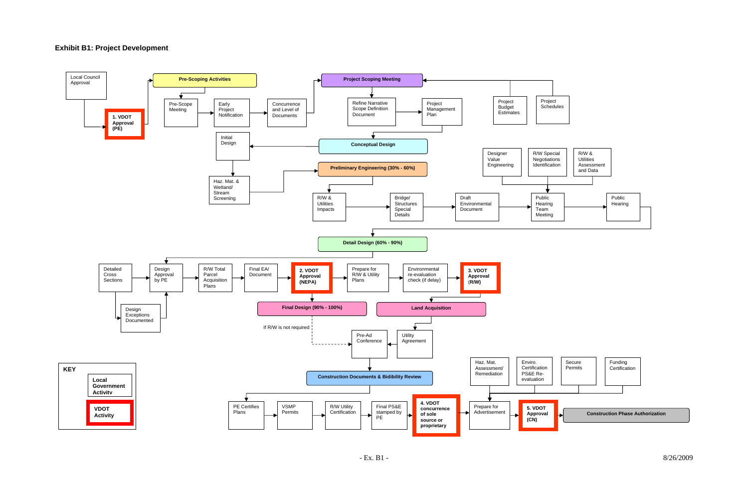### Exhibit B1: Project Development

- Local Council Approval → **1. VDOT Approval (PE)** → Pre-Scoping Activities
- Pre-Scoping Activities → Pre-Scope Meeting → Early Project Notification → Concurrence and Level of Documents → Project Scoping Meeting
- Project Budget Estimates; Project Schedules → Project Scoping Meeting
- Project Scoping Meeting → Refine Narrative Scope Definition Document → Project Management Plan → Conceptual Design
- Conceptual Design → Initial Design → Haz. Mat. & Wetland/ Stream Screening → Preliminary Engineering (30% - 60%)
- Preliminary Engineering (30% - 60%) → R/W & Utilities Impacts → Bridge/ Structures Special Details → Draft Environmental Document → Public Hearing Team Meeting → Public Hearing
- Designer Value Engineering; R/W Special Negotiations Identification; R/W & Utilities Assessment and Data → Public Hearing Team Meeting
- Public Hearing → Detail Design (60% - 90%)
- Detail Design (60% - 90%) → Design Approval by PE
- Detailed Cross Sections → Design Exceptions Documented → Design Approval by PE
- Design Approval by PE → R/W Total Parcel Acquisition Plans → Final EA/ Document → **2. VDOT Approval (NEPA)** → Prepare for R/W & Utility Plans → Environmental re-evaluation check (if delay) → **3. VDOT Approval (R/W)**
- **2. VDOT Approval (NEPA)** → Final Design (90% - 100%) → (If R/W is not required) → Pre-Ad Conference
- **3. VDOT Approval (R/W)** → Land Acquisition → Utility Agreement → Pre-Ad Conference
- Pre-Ad Conference → Construction Documents & Bidibility Review
- Construction Documents & Bidibility Review → PE Certifies Plans → VSMP Permits → R/W Utility Certification → Final PS&E stamped by PE → **4. VDOT concurrence of sole source or proprietary** → Prepare for Advertisement → **5. VDOT Approval (CN)** → Construction Phase Authorization
- Haz. Mat. Assessment/ Remediation; Enviro. Certification PS&E Re-evaluation; Secure Permits; Funding Certification → Prepare for Advertisement

**KEY**

- Local Government Activity
- **VDOT Activity** (red box)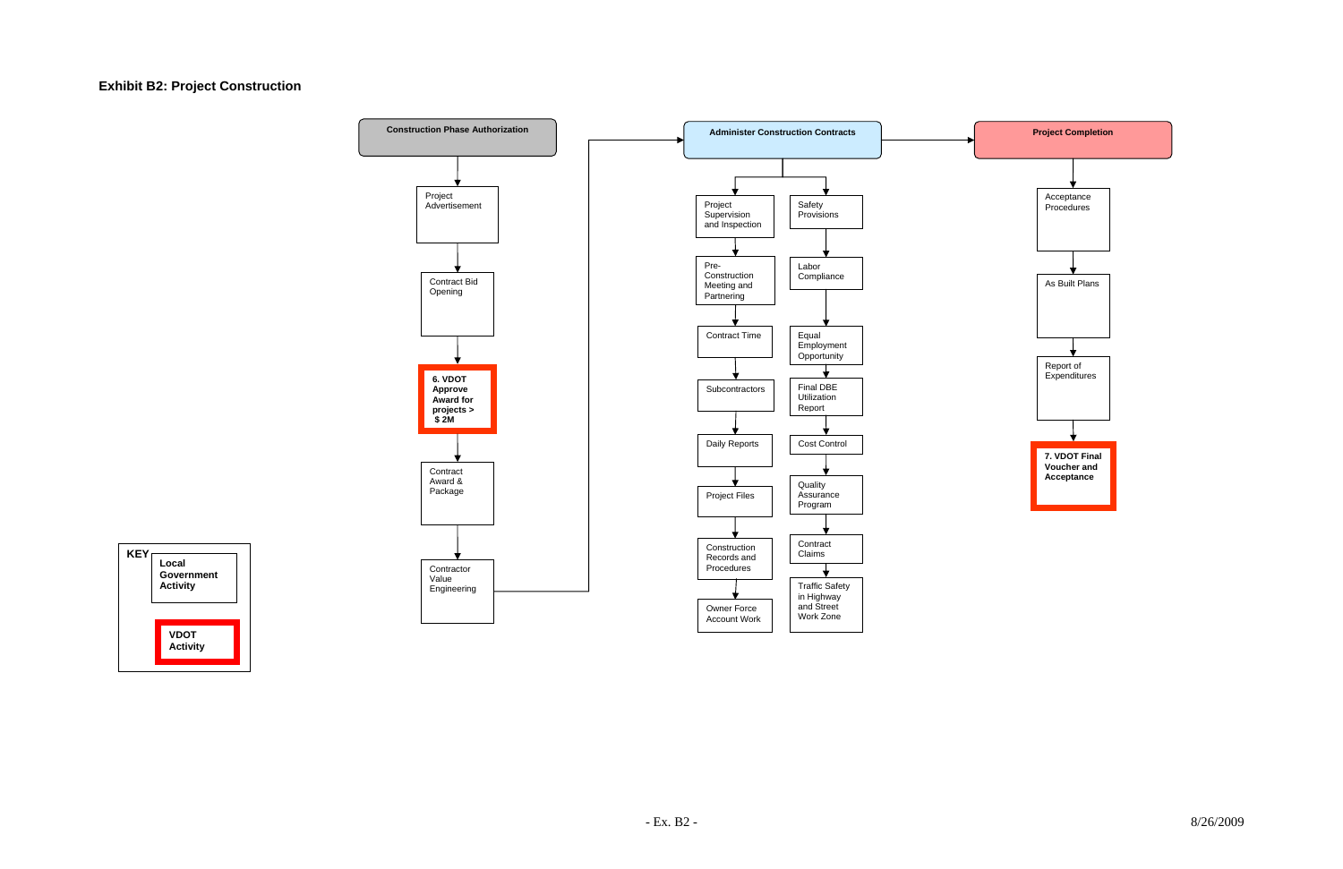**Exhibit B2: Project Construction**

**Construction Phase Authorization**

- Project Advertisement
- Contract Bid Opening
- **6. VDOT Approve Award for projects > $ 2M**
- Contract Award & Package
- Contractor Value Engineering

**Administer Construction Contracts**

- Project Supervision and Inspection
- Pre-Construction Meeting and Partnering
- Contract Time
- Subcontractors
- Daily Reports
- Project Files
- Construction Records and Procedures
- Owner Force Account Work

- Safety Provisions
- Labor Compliance
- Equal Employment Opportunity
- Final DBE Utilization Report
- Cost Control
- Quality Assurance Program
- Contract Claims
- Traffic Safety in Highway and Street Work Zone

**Project Completion**

- Acceptance Procedures
- As Built Plans
- Report of Expenditures
- **7. VDOT Final Voucher and Acceptance**

**KEY**

- **Local Government Activity**
- **VDOT Activity**

8/26/2009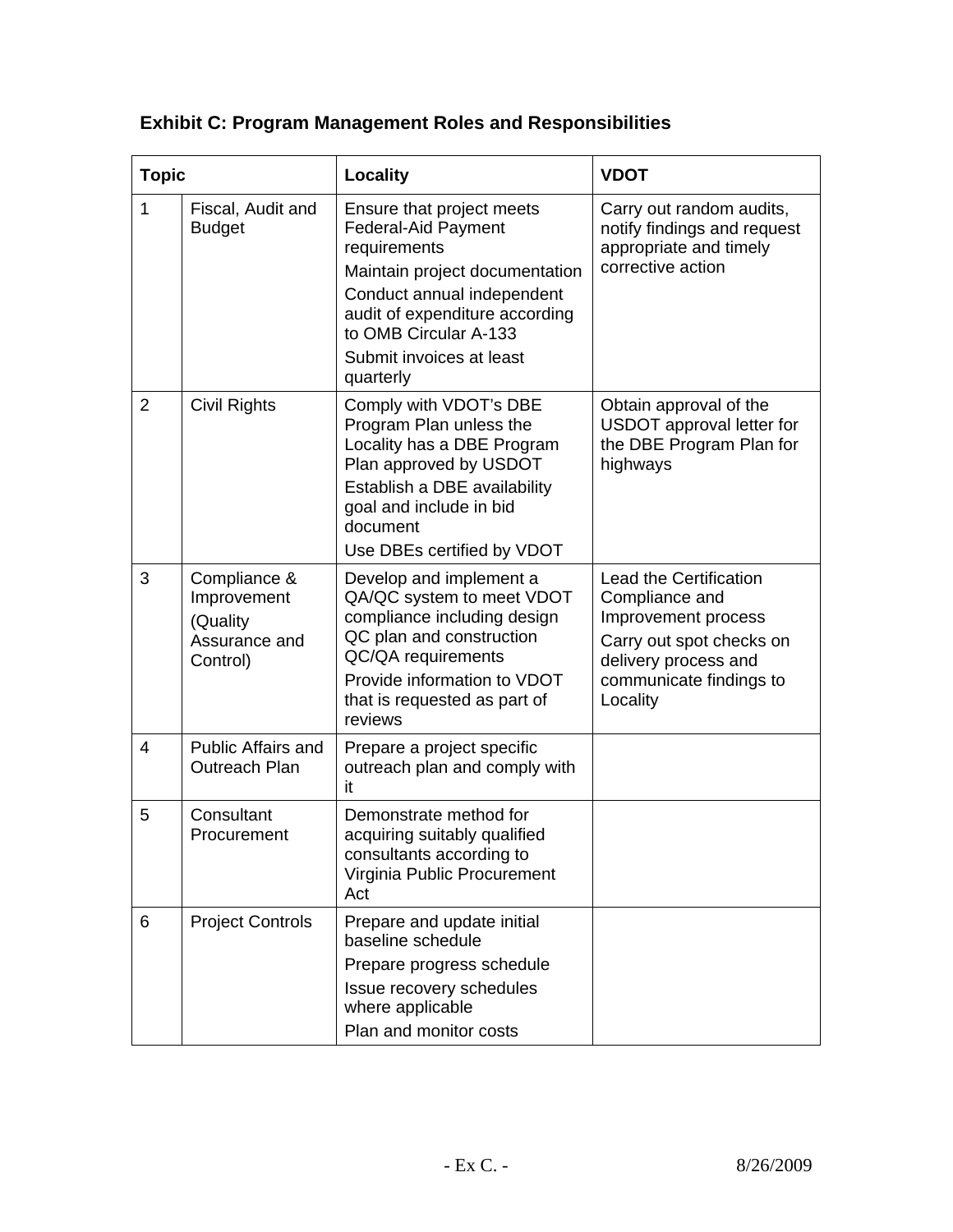## Exhibit C: Program Management Roles and Responsibilities

| Topic | | Locality | VDOT |
|---|---|---|---|
| 1 | Fiscal, Audit and Budget | Ensure that project meets Federal-Aid Payment requirements<br>Maintain project documentation<br>Conduct annual independent audit of expenditure according to OMB Circular A-133<br>Submit invoices at least quarterly | Carry out random audits, notify findings and request appropriate and timely corrective action |
| 2 | Civil Rights | Comply with VDOT's DBE Program Plan unless the Locality has a DBE Program Plan approved by USDOT<br>Establish a DBE availability goal and include in bid document<br>Use DBEs certified by VDOT | Obtain approval of the USDOT approval letter for the DBE Program Plan for highways |
| 3 | Compliance & Improvement (Quality Assurance and Control) | Develop and implement a QA/QC system to meet VDOT compliance including design QC plan and construction QC/QA requirements<br>Provide information to VDOT that is requested as part of reviews | Lead the Certification Compliance and Improvement process<br>Carry out spot checks on delivery process and communicate findings to Locality |
| 4 | Public Affairs and Outreach Plan | Prepare a project specific outreach plan and comply with it | |
| 5 | Consultant Procurement | Demonstrate method for acquiring suitably qualified consultants according to Virginia Public Procurement Act | |
| 6 | Project Controls | Prepare and update initial baseline schedule<br>Prepare progress schedule<br>Issue recovery schedules where applicable<br>Plan and monitor costs | |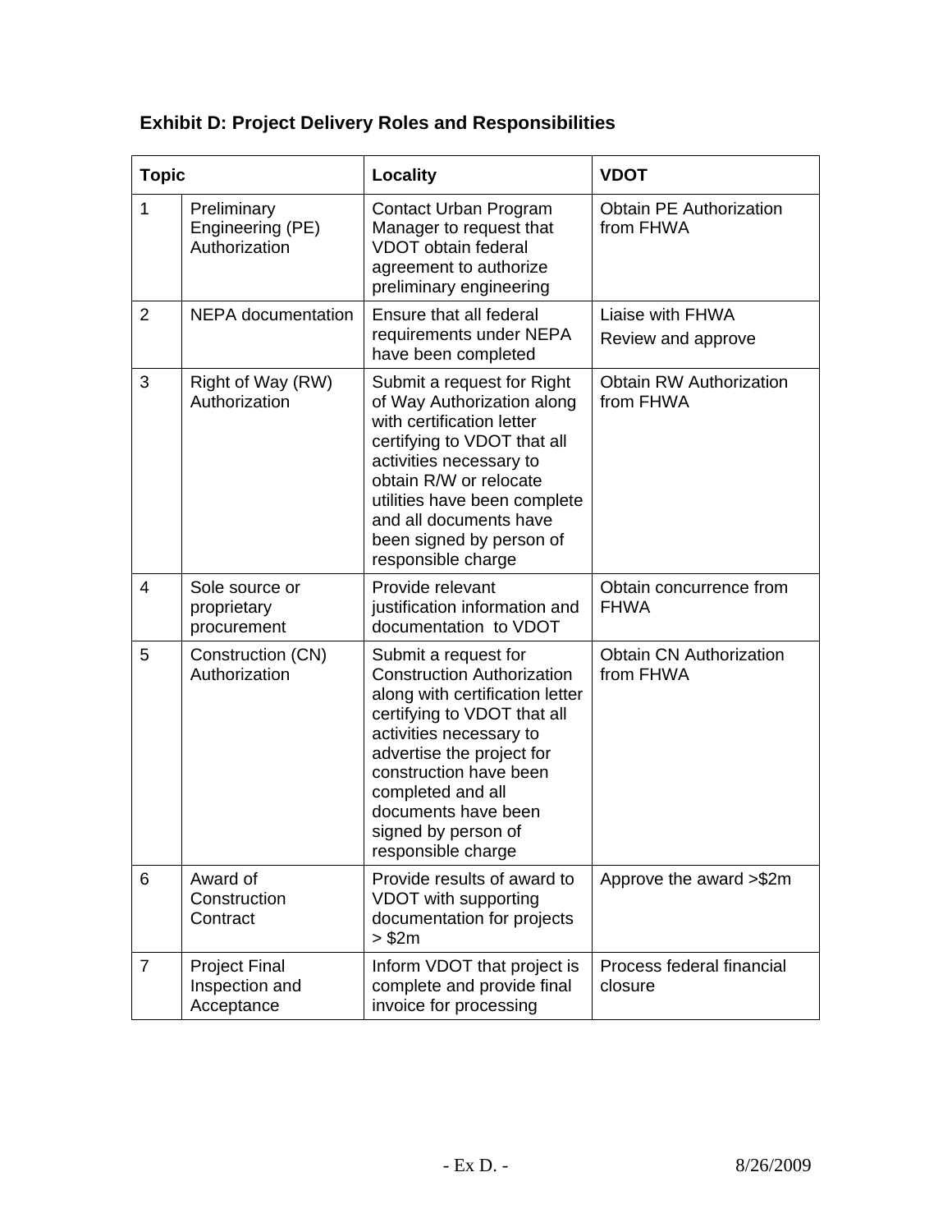**Exhibit D: Project Delivery Roles and Responsibilities**

| Topic | | Locality | VDOT |
|---|---|---|---|
| 1 | Preliminary Engineering (PE) Authorization | Contact Urban Program Manager to request that VDOT obtain federal agreement to authorize preliminary engineering | Obtain PE Authorization from FHWA |
| 2 | NEPA documentation | Ensure that all federal requirements under NEPA have been completed | Liaise with FHWA<br>Review and approve |
| 3 | Right of Way (RW) Authorization | Submit a request for Right of Way Authorization along with certification letter certifying to VDOT that all activities necessary to obtain R/W or relocate utilities have been complete and all documents have been signed by person of responsible charge | Obtain RW Authorization from FHWA |
| 4 | Sole source or proprietary procurement | Provide relevant justification information and documentation to VDOT | Obtain concurrence from FHWA |
| 5 | Construction (CN) Authorization | Submit a request for Construction Authorization along with certification letter certifying to VDOT that all activities necessary to advertise the project for construction have been completed and all documents have been signed by person of responsible charge | Obtain CN Authorization from FHWA |
| 6 | Award of Construction Contract | Provide results of award to VDOT with supporting documentation for projects > $2m | Approve the award >$2m |
| 7 | Project Final Inspection and Acceptance | Inform VDOT that project is complete and provide final invoice for processing | Process federal financial closure |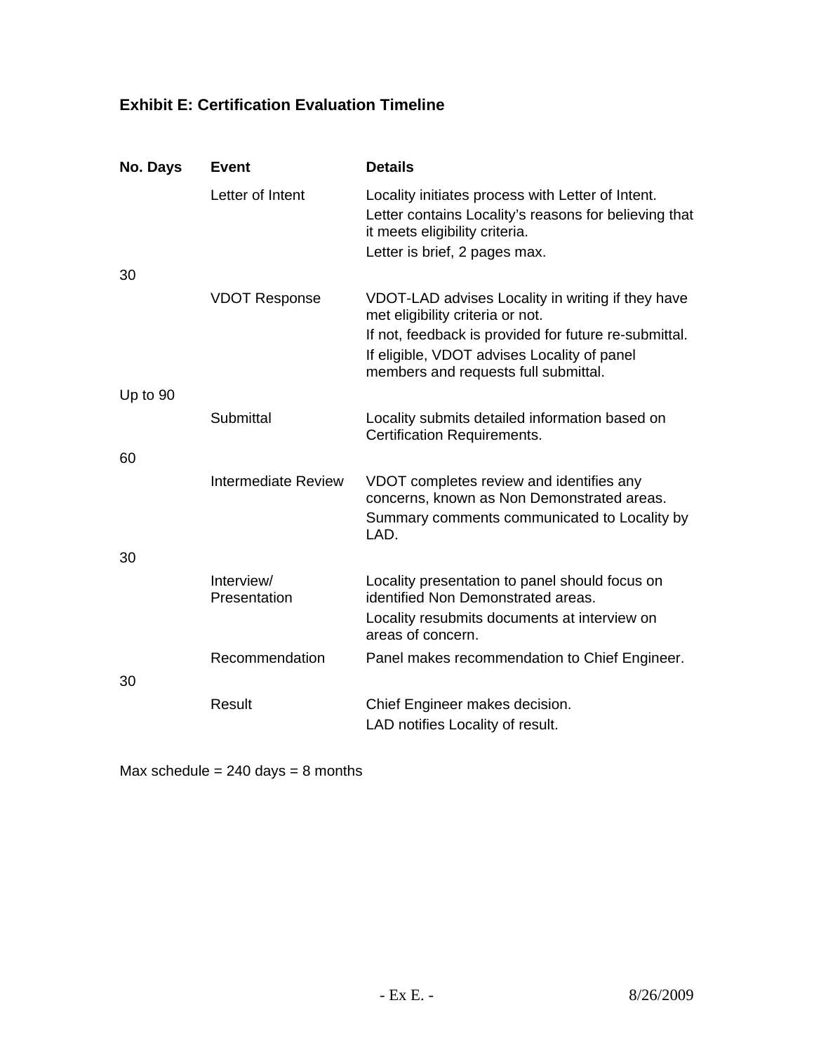## Exhibit E: Certification Evaluation Timeline

| No. Days | Event | Details |
|---|---|---|
| | Letter of Intent | Locality initiates process with Letter of Intent.<br>Letter contains Locality's reasons for believing that it meets eligibility criteria.<br>Letter is brief, 2 pages max. |
| 30 | | |
| | VDOT Response | VDOT-LAD advises Locality in writing if they have met eligibility criteria or not.<br>If not, feedback is provided for future re-submittal.<br>If eligible, VDOT advises Locality of panel members and requests full submittal. |
| Up to 90 | | |
| | Submittal | Locality submits detailed information based on Certification Requirements. |
| 60 | | |
| | Intermediate Review | VDOT completes review and identifies any concerns, known as Non Demonstrated areas.<br>Summary comments communicated to Locality by LAD. |
| 30 | | |
| | Interview/ Presentation | Locality presentation to panel should focus on identified Non Demonstrated areas.<br>Locality resubmits documents at interview on areas of concern. |
| | Recommendation | Panel makes recommendation to Chief Engineer. |
| 30 | | |
| | Result | Chief Engineer makes decision.<br>LAD notifies Locality of result. |

Max schedule = 240 days = 8 months